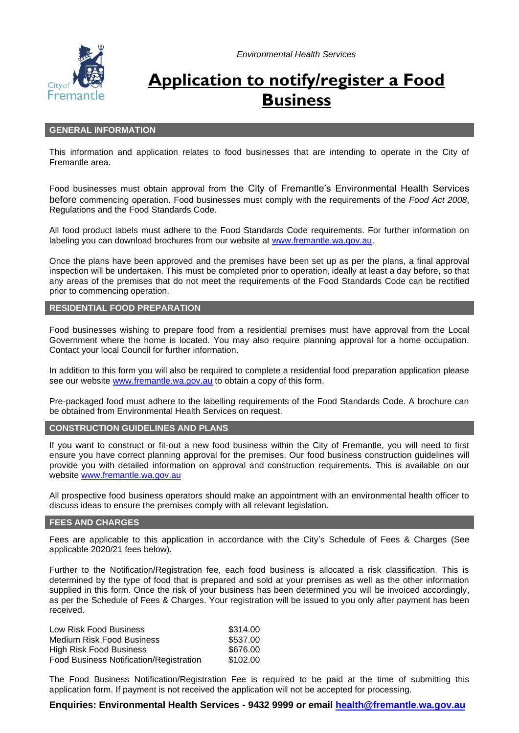*Environmental Health Services*

# Application to notify/register a Food Business

## GENERAL INFORMATION

This information and application relates to food businesses that are intending to operate in the City of Fremantle area.

Food businesses must obtain approval from the City of Fremantle's Environmental Health Services before commencing operation. Food businesses must comply with the requirements of the *Food Act 2008*, Regulations and the Food Standards Code.

All food product labels must adhere to the Food Standards Code requirements. For further information on labeling you can download brochures from our website at www.fremantle.wa.gov.au.

Once the plans have been approved and the premises have been set up as per the plans, a final approval inspection will be undertaken. This must be completed prior to operation, ideally at least a day before, so that any areas of the premises that do not meet the requirements of the Food Standards Code can be rectified prior to commencing operation.

## RESIDENTIAL FOOD PREPARATION

Food businesses wishing to prepare food from a residential premises must have approval from the Local Government where the home is located. You may also require planning approval for a home occupation. Contact your local Council for further information.

In addition to this form you will also be required to complete a residential food preparation application please see our website www.fremantle.wa.gov.au to obtain a copy of this form.

Pre-packaged food must adhere to the labelling requirements of the Food Standards Code. A brochure can be obtained from Environmental Health Services on request.

## CONSTRUCTION GUIDELINES AND PLANS

If you want to construct or fit-out a new food business within the City of Fremantle, you will need to first ensure you have correct planning approval for the premises. Our food business construction guidelines will provide you with detailed information on approval and construction requirements. This is available on our website www.fremantle.wa.gov.au

All prospective food business operators should make an appointment with an environmental health officer to discuss ideas to ensure the premises comply with all relevant legislation.

## FEES AND CHARGES

Fees are applicable to this application in accordance with the City's Schedule of Fees & Charges (See applicable 2020/21 fees below).

Further to the Notification/Registration fee, each food business is allocated a risk classification. This is determined by the type of food that is prepared and sold at your premises as well as the other information supplied in this form. Once the risk of your business has been determined you will be invoiced accordingly, as per the Schedule of Fees & Charges. Your registration will be issued to you only after payment has been received.

| | |
|---|---|
| Low Risk Food Business | $314.00 |
| Medium Risk Food Business | $537.00 |
| High Risk Food Business | $676.00 |
| Food Business Notification/Registration | $102.00 |

The Food Business Notification/Registration Fee is required to be paid at the time of submitting this application form. If payment is not received the application will not be accepted for processing.

**Enquiries: Environmental Health Services - 9432 9999 or email health@fremantle.wa.gov.au**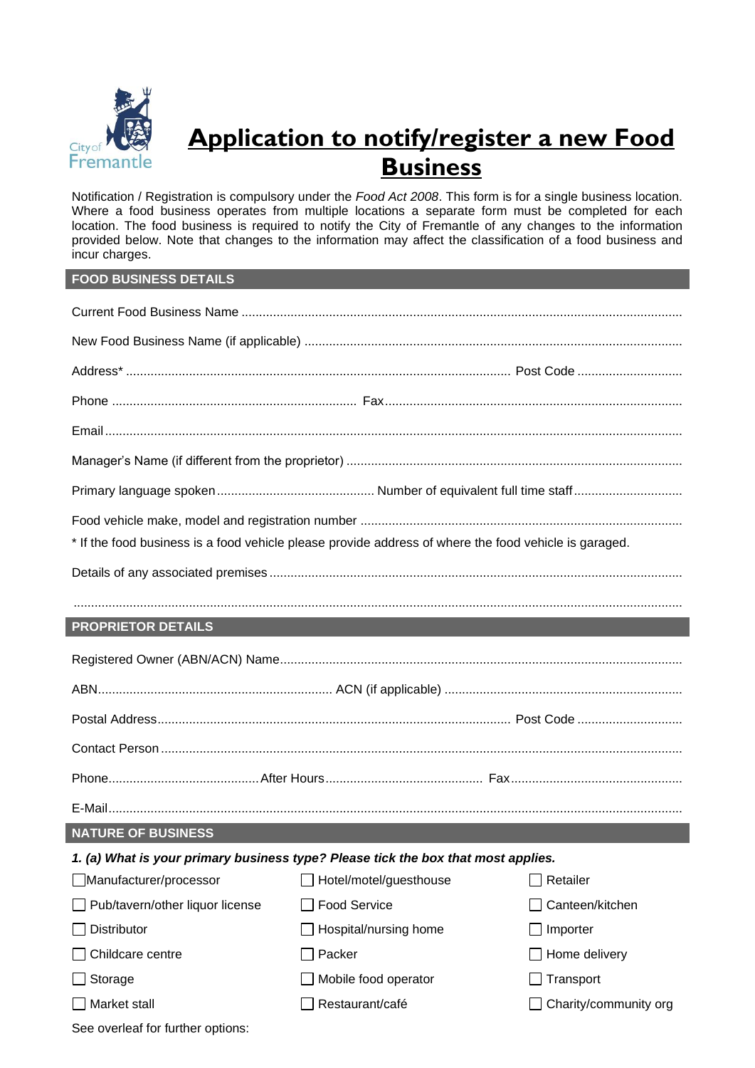# Application to notify/register a new Food Business

Notification / Registration is compulsory under the *Food Act 2008*. This form is for a single business location. Where a food business operates from multiple locations a separate form must be completed for each location. The food business is required to notify the City of Fremantle of any changes to the information provided below. Note that changes to the information may affect the classification of a food business and incur charges.

## FOOD BUSINESS DETAILS

Current Food Business Name ..............................................................................................................................

New Food Business Name (if applicable) ..............................................................................................................

Address* .............................................................................................................. Post Code ..............................

Phone ..................................................................... Fax......................................................................................

Email......................................................................................................................................................................

Manager's Name (if different from the proprietor) ..................................................................................................

Primary language spoken............................................. Number of equivalent full time staff...............................

Food vehicle make, model and registration number ..............................................................................................

\* If the food business is a food vehicle please provide address of where the food vehicle is garaged.

Details of any associated premises ........................................................................................................................

.................................................................................................................................................................................

## PROPRIETOR DETAILS

Registered Owner (ABN/ACN) Name.....................................................................................................................

ABN................................................................... ACN (if applicable) ....................................................................

Postal Address..................................................................................................... Post Code ..............................

Contact Person .......................................................................................................................................................

Phone...........................................After Hours............................................. Fax..................................................

E-Mail......................................................................................................................................................................

## NATURE OF BUSINESS

***1. (a) What is your primary business type? Please tick the box that most applies.***

- ☐ Manufacturer/processor
- ☐ Pub/tavern/other liquor license
- ☐ Distributor
- ☐ Childcare centre
- ☐ Storage
- ☐ Market stall
- ☐ Hotel/motel/guesthouse
- ☐ Food Service
- ☐ Hospital/nursing home
- ☐ Packer
- ☐ Mobile food operator
- ☐ Restaurant/café
- ☐ Retailer
- ☐ Canteen/kitchen
- ☐ Importer
- ☐ Home delivery
- ☐ Transport
- ☐ Charity/community org

See overleaf for further options: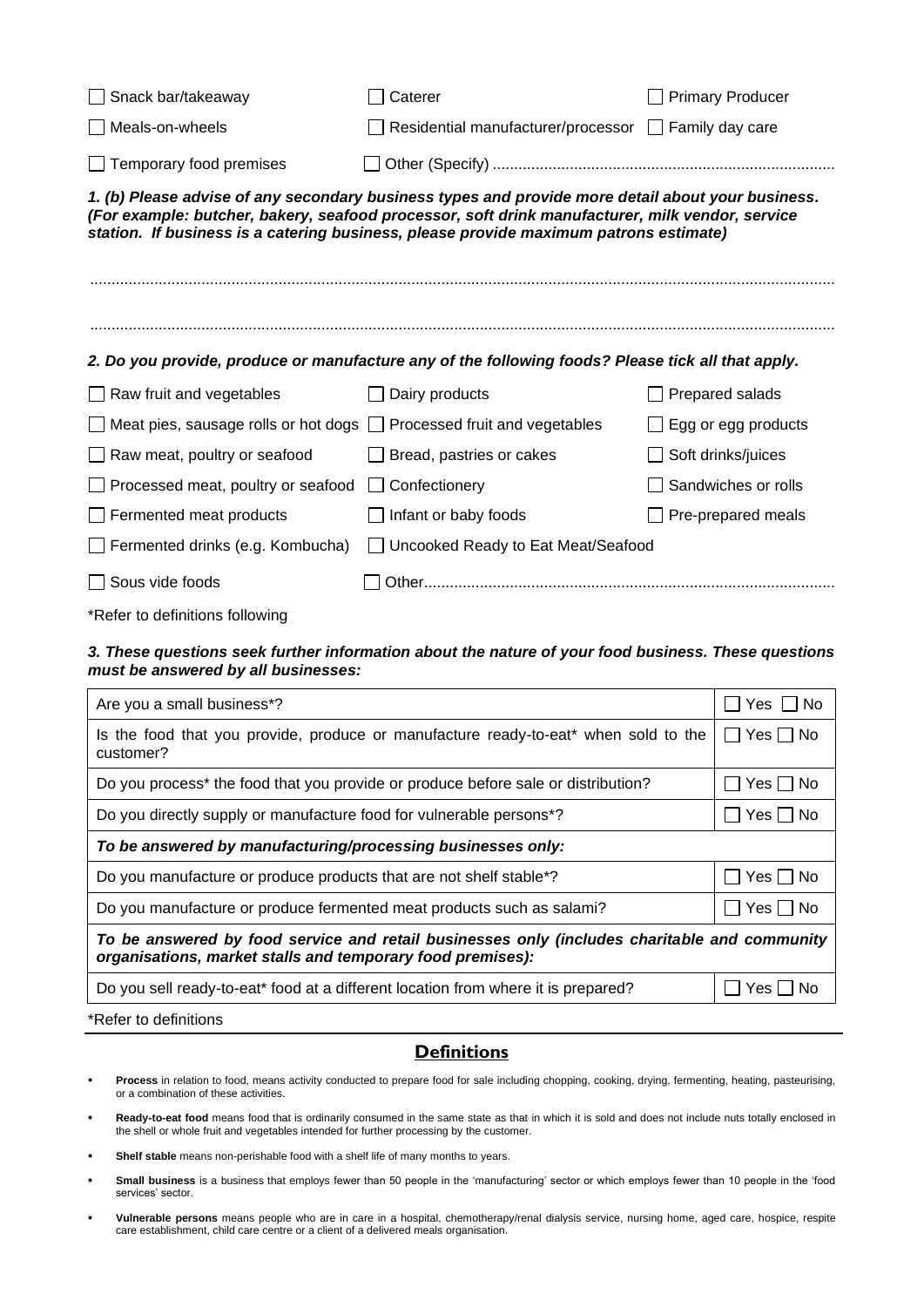☐ Snack bar/takeaway ☐ Caterer ☐ Primary Producer

☐ Meals-on-wheels ☐ Residential manufacturer/processor ☐ Family day care

☐ Temporary food premises ☐ Other (Specify) ..............................................................................

***1. (b) Please advise of any secondary business types and provide more detail about your business. (For example: butcher, bakery, seafood processor, soft drink manufacturer, milk vendor, service station. If business is a catering business, please provide maximum patrons estimate)***

..........................................................................................................................................................

..........................................................................................................................................................

***2. Do you provide, produce or manufacture any of the following foods? Please tick all that apply.***

☐ Raw fruit and vegetables ☐ Dairy products ☐ Prepared salads

☐ Meat pies, sausage rolls or hot dogs ☐ Processed fruit and vegetables ☐ Egg or egg products

☐ Raw meat, poultry or seafood ☐ Bread, pastries or cakes ☐ Soft drinks/juices

☐ Processed meat, poultry or seafood ☐ Confectionery ☐ Sandwiches or rolls

☐ Fermented meat products ☐ Infant or baby foods ☐ Pre-prepared meals

☐ Fermented drinks (e.g. Kombucha) ☐ Uncooked Ready to Eat Meat/Seafood

☐ Sous vide foods ☐ Other..............................................................................................

*Refer to definitions following

***3. These questions seek further information about the nature of your food business. These questions must be answered by all businesses:***

| | |
|---|---|
| Are you a small business*? | ☐ Yes ☐ No |
| Is the food that you provide, produce or manufacture ready-to-eat* when sold to the customer? | ☐ Yes ☐ No |
| Do you process* the food that you provide or produce before sale or distribution? | ☐ Yes ☐ No |
| Do you directly supply or manufacture food for vulnerable persons*? | ☐ Yes ☐ No |
| ***To be answered by manufacturing/processing businesses only:*** | |
| Do you manufacture or produce products that are not shelf stable*? | ☐ Yes ☐ No |
| Do you manufacture or produce fermented meat products such as salami? | ☐ Yes ☐ No |
| ***To be answered by food service and retail businesses only (includes charitable and community organisations, market stalls and temporary food premises):*** | |
| Do you sell ready-to-eat* food at a different location from where it is prepared? | ☐ Yes ☐ No |

*Refer to definitions

## Definitions

- **Process** in relation to food, means activity conducted to prepare food for sale including chopping, cooking, drying, fermenting, heating, pasteurising, or a combination of these activities.
- **Ready-to-eat food** means food that is ordinarily consumed in the same state as that in which it is sold and does not include nuts totally enclosed in the shell or whole fruit and vegetables intended for further processing by the customer.
- **Shelf stable** means non-perishable food with a shelf life of many months to years.
- **Small business** is a business that employs fewer than 50 people in the 'manufacturing' sector or which employs fewer than 10 people in the 'food services' sector.
- **Vulnerable persons** means people who are in care in a hospital, chemotherapy/renal dialysis service, nursing home, aged care, hospice, respite care establishment, child care centre or a client of a delivered meals organisation.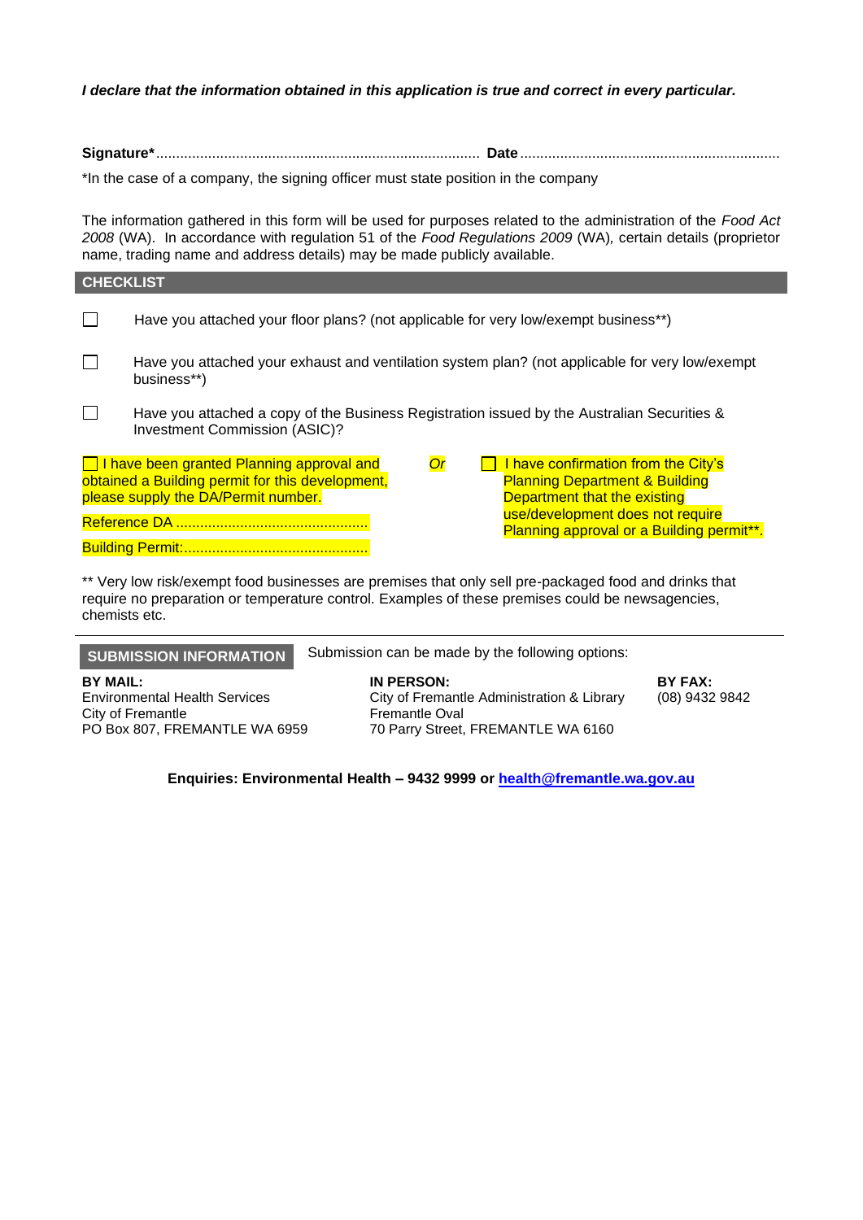***I declare that the information obtained in this application is true and correct in every particular.***

**Signature\***................................................................................ **Date**...............................................................

\*In the case of a company, the signing officer must state position in the company

The information gathered in this form will be used for purposes related to the administration of the *Food Act 2008* (WA). In accordance with regulation 51 of the *Food Regulations 2009* (WA), certain details (proprietor name, trading name and address details) may be made publicly available.

## CHECKLIST

☐ Have you attached your floor plans? (not applicable for very low/exempt business\*\*)

☐ Have you attached your exhaust and ventilation system plan? (not applicable for very low/exempt business\*\*)

☐ Have you attached a copy of the Business Registration issued by the Australian Securities & Investment Commission (ASIC)?

☐ I have been granted Planning approval and obtained a Building permit for this development, please supply the DA/Permit number.

Reference DA ...............................................

Building Permit:.............................................

*Or*

☐ I have confirmation from the City's Planning Department & Building Department that the existing use/development does not require Planning approval or a Building permit\*\*.

\*\* Very low risk/exempt food businesses are premises that only sell pre-packaged food and drinks that require no preparation or temperature control. Examples of these premises could be newsagencies, chemists etc.

## SUBMISSION INFORMATION

Submission can be made by the following options:

**BY MAIL:**
Environmental Health Services
City of Fremantle
PO Box 807, FREMANTLE WA 6959

**IN PERSON:**
City of Fremantle Administration & Library
Fremantle Oval
70 Parry Street, FREMANTLE WA 6160

**BY FAX:**
(08) 9432 9842

**Enquiries: Environmental Health – 9432 9999 or health@fremantle.wa.gov.au**